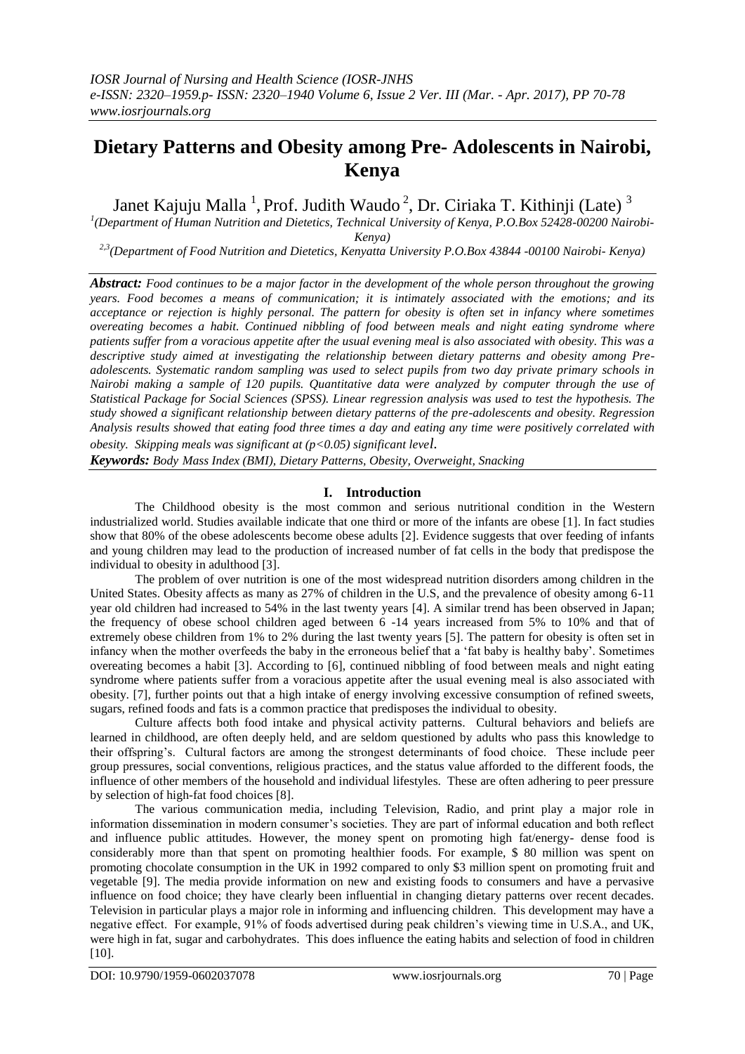# Dietary Patterns and Obesity among Pre- Adolescents in Nairobi, Kenya

Janet Kajuju Malla [1], Prof. Judith Waudo [2], Dr. Ciriaka T. Kithinji (Late) [3]

[1] *(Department of Human Nutrition and Dietetics, Technical University of Kenya, P.O.Box 52428-00200 Nairobi-Kenya)*

[2,3] *(Department of Food Nutrition and Dietetics, Kenyatta University P.O.Box 43844 -00100 Nairobi- Kenya)*

***Abstract:*** *Food continues to be a major factor in the development of the whole person throughout the growing years. Food becomes a means of communication; it is intimately associated with the emotions; and its acceptance or rejection is highly personal. The pattern for obesity is often set in infancy where sometimes overeating becomes a habit. Continued nibbling of food between meals and night eating syndrome where patients suffer from a voracious appetite after the usual evening meal is also associated with obesity. This was a descriptive study aimed at investigating the relationship between dietary patterns and obesity among Pre-adolescents. Systematic random sampling was used to select pupils from two day private primary schools in Nairobi making a sample of 120 pupils. Quantitative data were analyzed by computer through the use of Statistical Package for Social Sciences (SPSS). Linear regression analysis was used to test the hypothesis. The study showed a significant relationship between dietary patterns of the pre-adolescents and obesity. Regression Analysis results showed that eating food three times a day and eating any time were positively correlated with obesity. Skipping meals was significant at ($p<0.05$) significant level.*

***Keywords:*** *Body Mass Index (BMI), Dietary Patterns, Obesity, Overweight, Snacking*

## I. Introduction

The Childhood obesity is the most common and serious nutritional condition in the Western industrialized world. Studies available indicate that one third or more of the infants are obese [1]. In fact studies show that 80% of the obese adolescents become obese adults [2]. Evidence suggests that over feeding of infants and young children may lead to the production of increased number of fat cells in the body that predispose the individual to obesity in adulthood [3].

The problem of over nutrition is one of the most widespread nutrition disorders among children in the United States. Obesity affects as many as 27% of children in the U.S, and the prevalence of obesity among 6-11 year old children had increased to 54% in the last twenty years [4]. A similar trend has been observed in Japan; the frequency of obese school children aged between 6 -14 years increased from 5% to 10% and that of extremely obese children from 1% to 2% during the last twenty years [5]. The pattern for obesity is often set in infancy when the mother overfeeds the baby in the erroneous belief that a 'fat baby is healthy baby'. Sometimes overeating becomes a habit [3]. According to [6], continued nibbling of food between meals and night eating syndrome where patients suffer from a voracious appetite after the usual evening meal is also associated with obesity. [7], further points out that a high intake of energy involving excessive consumption of refined sweets, sugars, refined foods and fats is a common practice that predisposes the individual to obesity.

Culture affects both food intake and physical activity patterns. Cultural behaviors and beliefs are learned in childhood, are often deeply held, and are seldom questioned by adults who pass this knowledge to their offspring's. Cultural factors are among the strongest determinants of food choice. These include peer group pressures, social conventions, religious practices, and the status value afforded to the different foods, the influence of other members of the household and individual lifestyles. These are often adhering to peer pressure by selection of high-fat food choices [8].

The various communication media, including Television, Radio, and print play a major role in information dissemination in modern consumer's societies. They are part of informal education and both reflect and influence public attitudes. However, the money spent on promoting high fat/energy- dense food is considerably more than that spent on promoting healthier foods. For example, $ 80 million was spent on promoting chocolate consumption in the UK in 1992 compared to only $3 million spent on promoting fruit and vegetable [9]. The media provide information on new and existing foods to consumers and have a pervasive influence on food choice; they have clearly been influential in changing dietary patterns over recent decades. Television in particular plays a major role in informing and influencing children. This development may have a negative effect. For example, 91% of foods advertised during peak children's viewing time in U.S.A., and UK, were high in fat, sugar and carbohydrates. This does influence the eating habits and selection of food in children [10].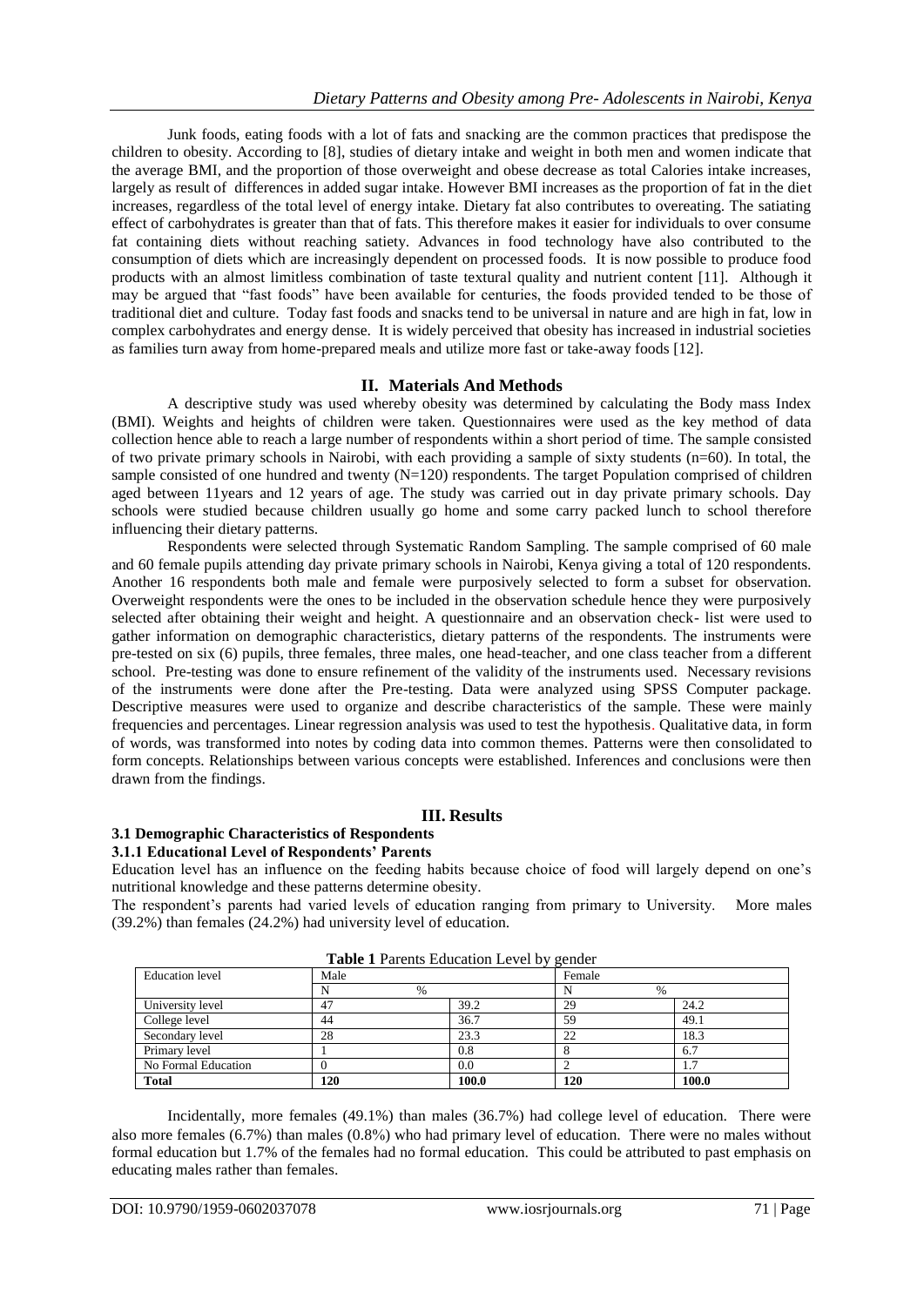Junk foods, eating foods with a lot of fats and snacking are the common practices that predispose the children to obesity. According to [8], studies of dietary intake and weight in both men and women indicate that the average BMI, and the proportion of those overweight and obese decrease as total Calories intake increases, largely as result of differences in added sugar intake. However BMI increases as the proportion of fat in the diet increases, regardless of the total level of energy intake. Dietary fat also contributes to overeating. The satiating effect of carbohydrates is greater than that of fats. This therefore makes it easier for individuals to over consume fat containing diets without reaching satiety. Advances in food technology have also contributed to the consumption of diets which are increasingly dependent on processed foods. It is now possible to produce food products with an almost limitless combination of taste textural quality and nutrient content [11]. Although it may be argued that "fast foods" have been available for centuries, the foods provided tended to be those of traditional diet and culture. Today fast foods and snacks tend to be universal in nature and are high in fat, low in complex carbohydrates and energy dense. It is widely perceived that obesity has increased in industrial societies as families turn away from home-prepared meals and utilize more fast or take-away foods [12].

## II. Materials And Methods

A descriptive study was used whereby obesity was determined by calculating the Body mass Index (BMI). Weights and heights of children were taken. Questionnaires were used as the key method of data collection hence able to reach a large number of respondents within a short period of time. The sample consisted of two private primary schools in Nairobi, with each providing a sample of sixty students (n=60). In total, the sample consisted of one hundred and twenty (N=120) respondents. The target Population comprised of children aged between 11years and 12 years of age. The study was carried out in day private primary schools. Day schools were studied because children usually go home and some carry packed lunch to school therefore influencing their dietary patterns.

Respondents were selected through Systematic Random Sampling. The sample comprised of 60 male and 60 female pupils attending day private primary schools in Nairobi, Kenya giving a total of 120 respondents. Another 16 respondents both male and female were purposively selected to form a subset for observation. Overweight respondents were the ones to be included in the observation schedule hence they were purposively selected after obtaining their weight and height. A questionnaire and an observation check- list were used to gather information on demographic characteristics, dietary patterns of the respondents. The instruments were pre-tested on six (6) pupils, three females, three males, one head-teacher, and one class teacher from a different school. Pre-testing was done to ensure refinement of the validity of the instruments used. Necessary revisions of the instruments were done after the Pre-testing. Data were analyzed using SPSS Computer package. Descriptive measures were used to organize and describe characteristics of the sample. These were mainly frequencies and percentages. Linear regression analysis was used to test the hypothesis. Qualitative data, in form of words, was transformed into notes by coding data into common themes. Patterns were then consolidated to form concepts. Relationships between various concepts were established. Inferences and conclusions were then drawn from the findings.

## III. Results

### 3.1 Demographic Characteristics of Respondents

#### 3.1.1 Educational Level of Respondents' Parents

Education level has an influence on the feeding habits because choice of food will largely depend on one's nutritional knowledge and these patterns determine obesity.

The respondent's parents had varied levels of education ranging from primary to University. More males (39.2%) than females (24.2%) had university level of education.

**Table 1** Parents Education Level by gender

| Education level | Male | | Female | |
|---|---|---|---|---|
| | N | % | N | % |
| University level | 47 | 39.2 | 29 | 24.2 |
| College level | 44 | 36.7 | 59 | 49.1 |
| Secondary level | 28 | 23.3 | 22 | 18.3 |
| Primary level | 1 | 0.8 | 8 | 6.7 |
| No Formal Education | 0 | 0.0 | 2 | 1.7 |
| **Total** | **120** | **100.0** | **120** | **100.0** |

Incidentally, more females (49.1%) than males (36.7%) had college level of education. There were also more females (6.7%) than males (0.8%) who had primary level of education. There were no males without formal education but 1.7% of the females had no formal education. This could be attributed to past emphasis on educating males rather than females.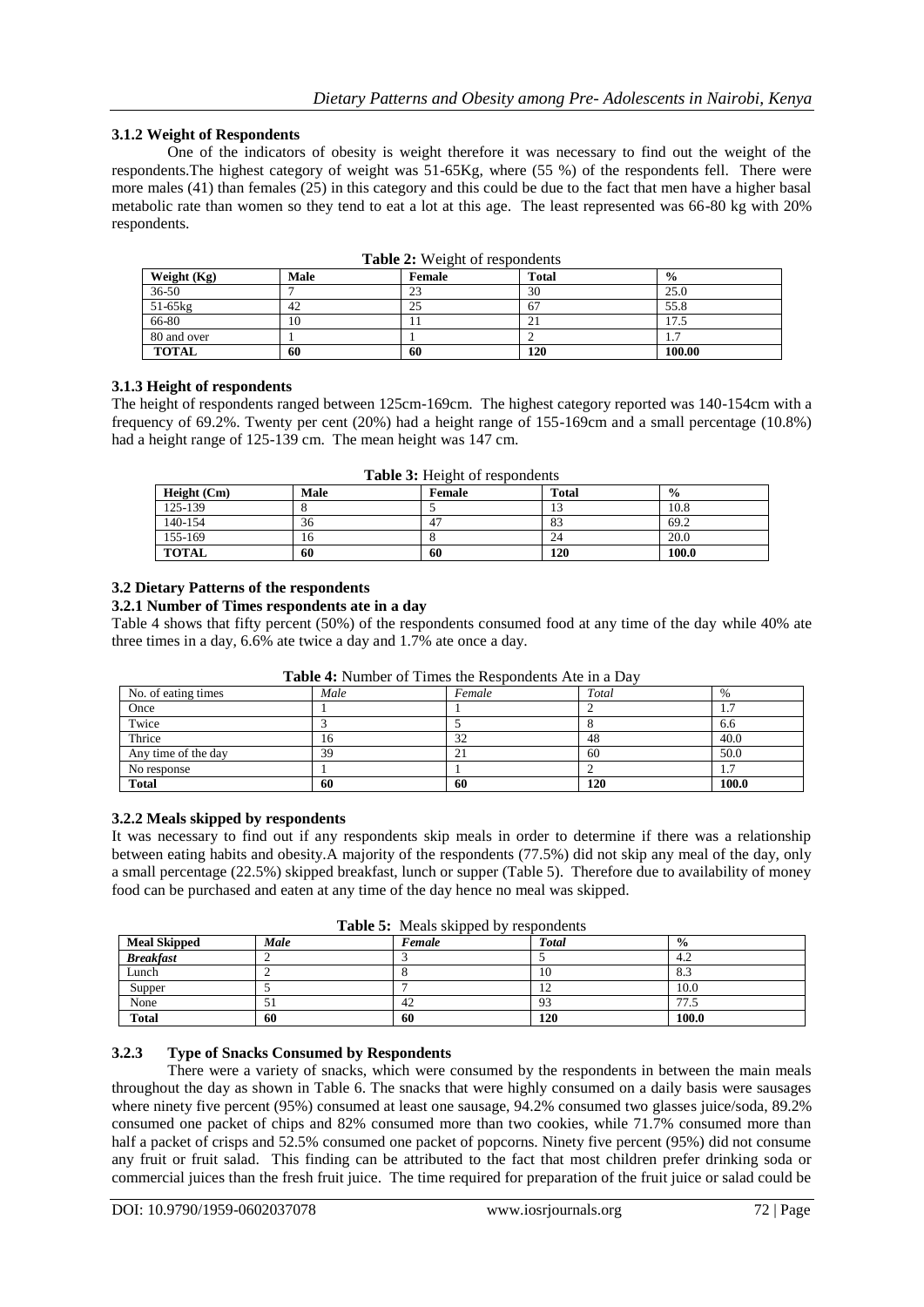### 3.1.2 Weight of Respondents

One of the indicators of obesity is weight therefore it was necessary to find out the weight of the respondents.The highest category of weight was 51-65Kg, where (55 %) of the respondents fell. There were more males (41) than females (25) in this category and this could be due to the fact that men have a higher basal metabolic rate than women so they tend to eat a lot at this age. The least represented was 66-80 kg with 20% respondents.

**Table 2:** Weight of respondents

| Weight (Kg) | Male | Female | Total | % |
|---|---|---|---|---|
| 36-50 | 7 | 23 | 30 | 25.0 |
| 51-65kg | 42 | 25 | 67 | 55.8 |
| 66-80 | 10 | 11 | 21 | 17.5 |
| 80 and over | 1 | 1 | 2 | 1.7 |
| **TOTAL** | **60** | **60** | **120** | **100.00** |

### 3.1.3 Height of respondents

The height of respondents ranged between 125cm-169cm. The highest category reported was 140-154cm with a frequency of 69.2%. Twenty per cent (20%) had a height range of 155-169cm and a small percentage (10.8%) had a height range of 125-139 cm. The mean height was 147 cm.

**Table 3:** Height of respondents

| Height (Cm) | Male | Female | Total | % |
|---|---|---|---|---|
| 125-139 | 8 | 5 | 13 | 10.8 |
| 140-154 | 36 | 47 | 83 | 69.2 |
| 155-169 | 16 | 8 | 24 | 20.0 |
| **TOTAL** | **60** | **60** | **120** | **100.0** |

## 3.2 Dietary Patterns of the respondents

### 3.2.1 Number of Times respondents ate in a day

Table 4 shows that fifty percent (50%) of the respondents consumed food at any time of the day while 40% ate three times in a day, 6.6% ate twice a day and 1.7% ate once a day.

**Table 4:** Number of Times the Respondents Ate in a Day

| No. of eating times | *Male* | *Female* | *Total* | % |
|---|---|---|---|---|
| Once | 1 | 1 | 2 | 1.7 |
| Twice | 3 | 5 | 8 | 6.6 |
| Thrice | 16 | 32 | 48 | 40.0 |
| Any time of the day | 39 | 21 | 60 | 50.0 |
| No response | 1 | 1 | 2 | 1.7 |
| **Total** | **60** | **60** | **120** | **100.0** |

### 3.2.2 Meals skipped by respondents

It was necessary to find out if any respondents skip meals in order to determine if there was a relationship between eating habits and obesity.A majority of the respondents (77.5%) did not skip any meal of the day, only a small percentage (22.5%) skipped breakfast, lunch or supper (Table 5). Therefore due to availability of money food can be purchased and eaten at any time of the day hence no meal was skipped.

**Table 5:** Meals skipped by respondents

| Meal Skipped | *Male* | *Female* | *Total* | % |
|---|---|---|---|---|
| ***Breakfast*** | 2 | 3 | 5 | 4.2 |
| Lunch | 2 | 8 | 10 | 8.3 |
| Supper | 5 | 7 | 12 | 10.0 |
| None | 51 | 42 | 93 | 77.5 |
| **Total** | **60** | **60** | **120** | **100.0** |

### 3.2.3 Type of Snacks Consumed by Respondents

There were a variety of snacks, which were consumed by the respondents in between the main meals throughout the day as shown in Table 6. The snacks that were highly consumed on a daily basis were sausages where ninety five percent (95%) consumed at least one sausage, 94.2% consumed two glasses juice/soda, 89.2% consumed one packet of chips and 82% consumed more than two cookies, while 71.7% consumed more than half a packet of crisps and 52.5% consumed one packet of popcorns. Ninety five percent (95%) did not consume any fruit or fruit salad. This finding can be attributed to the fact that most children prefer drinking soda or commercial juices than the fresh fruit juice. The time required for preparation of the fruit juice or salad could be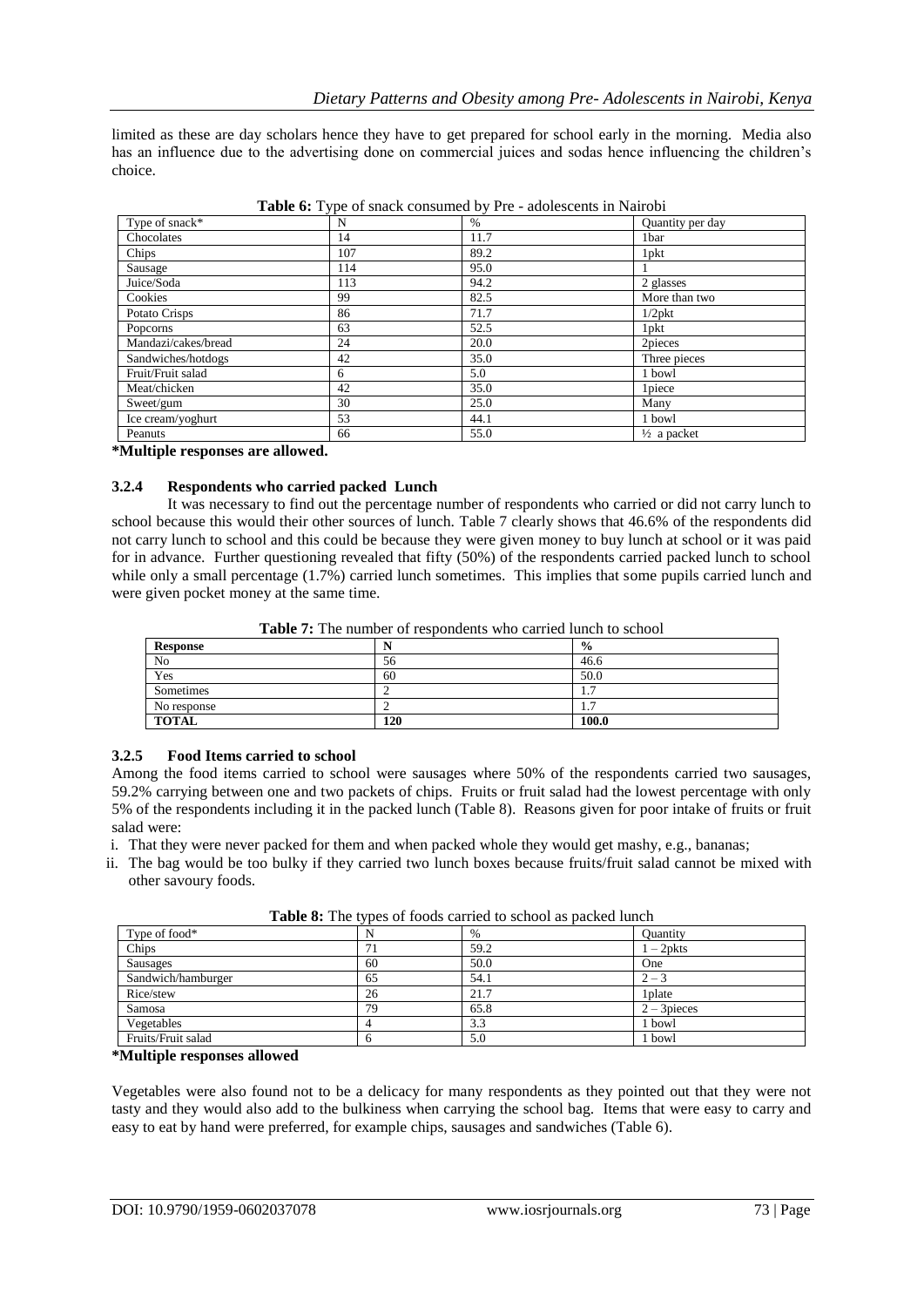limited as these are day scholars hence they have to get prepared for school early in the morning. Media also has an influence due to the advertising done on commercial juices and sodas hence influencing the children's choice.

**Table 6:** Type of snack consumed by Pre - adolescents in Nairobi

| Type of snack* | N | % | Quantity per day |
|---|---|---|---|
| Chocolates | 14 | 11.7 | 1bar |
| Chips | 107 | 89.2 | 1pkt |
| Sausage | 114 | 95.0 | 1 |
| Juice/Soda | 113 | 94.2 | 2 glasses |
| Cookies | 99 | 82.5 | More than two |
| Potato Crisps | 86 | 71.7 | 1/2pkt |
| Popcorns | 63 | 52.5 | 1pkt |
| Mandazi/cakes/bread | 24 | 20.0 | 2pieces |
| Sandwiches/hotdogs | 42 | 35.0 | Three pieces |
| Fruit/Fruit salad | 6 | 5.0 | 1 bowl |
| Meat/chicken | 42 | 35.0 | 1piece |
| Sweet/gum | 30 | 25.0 | Many |
| Ice cream/yoghurt | 53 | 44.1 | 1 bowl |
| Peanuts | 66 | 55.0 | ½ a packet |

**\*Multiple responses are allowed.**

### 3.2.4 Respondents who carried packed Lunch

It was necessary to find out the percentage number of respondents who carried or did not carry lunch to school because this would their other sources of lunch. Table 7 clearly shows that 46.6% of the respondents did not carry lunch to school and this could be because they were given money to buy lunch at school or it was paid for in advance. Further questioning revealed that fifty (50%) of the respondents carried packed lunch to school while only a small percentage (1.7%) carried lunch sometimes. This implies that some pupils carried lunch and were given pocket money at the same time.

**Table 7:** The number of respondents who carried lunch to school

| **Response** | **N** | **%** |
|---|---|---|
| No | 56 | 46.6 |
| Yes | 60 | 50.0 |
| Sometimes | 2 | 1.7 |
| No response | 2 | 1.7 |
| **TOTAL** | **120** | **100.0** |

### 3.2.5 Food Items carried to school

Among the food items carried to school were sausages where 50% of the respondents carried two sausages, 59.2% carrying between one and two packets of chips. Fruits or fruit salad had the lowest percentage with only 5% of the respondents including it in the packed lunch (Table 8). Reasons given for poor intake of fruits or fruit salad were:

i. That they were never packed for them and when packed whole they would get mashy, e.g., bananas;
ii. The bag would be too bulky if they carried two lunch boxes because fruits/fruit salad cannot be mixed with other savoury foods.

**Table 8:** The types of foods carried to school as packed lunch

| Type of food* | N | % | Quantity |
|---|---|---|---|
| Chips | 71 | 59.2 | 1 – 2pkts |
| Sausages | 60 | 50.0 | One |
| Sandwich/hamburger | 65 | 54.1 | 2 – 3 |
| Rice/stew | 26 | 21.7 | 1plate |
| Samosa | 79 | 65.8 | 2 – 3pieces |
| Vegetables | 4 | 3.3 | 1 bowl |
| Fruits/Fruit salad | 6 | 5.0 | 1 bowl |

**\*Multiple responses allowed**

Vegetables were also found not to be a delicacy for many respondents as they pointed out that they were not tasty and they would also add to the bulkiness when carrying the school bag. Items that were easy to carry and easy to eat by hand were preferred, for example chips, sausages and sandwiches (Table 6).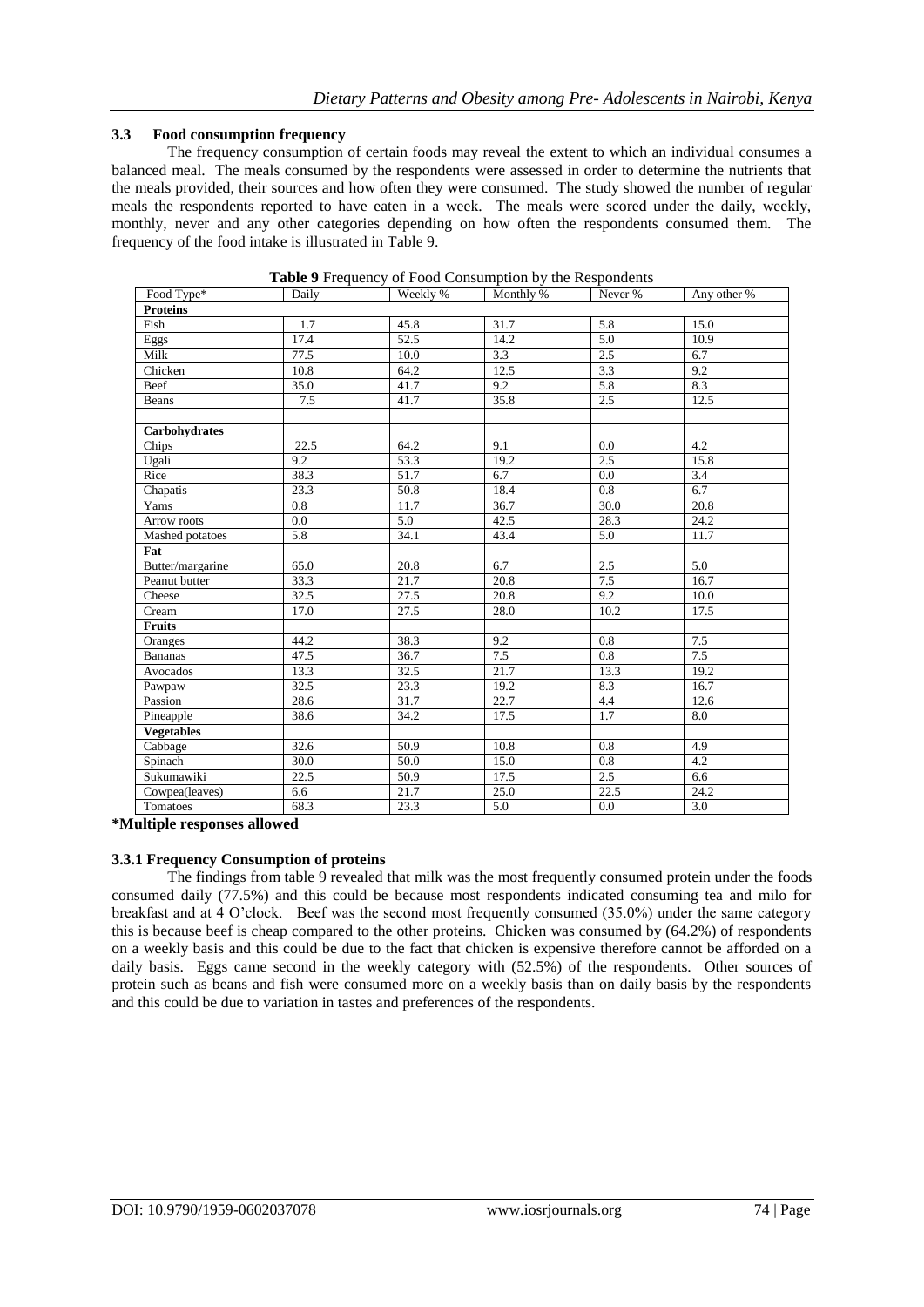### 3.3 Food consumption frequency

The frequency consumption of certain foods may reveal the extent to which an individual consumes a balanced meal. The meals consumed by the respondents were assessed in order to determine the nutrients that the meals provided, their sources and how often they were consumed. The study showed the number of regular meals the respondents reported to have eaten in a week. The meals were scored under the daily, weekly, monthly, never and any other categories depending on how often the respondents consumed them. The frequency of the food intake is illustrated in Table 9.

**Table 9** Frequency of Food Consumption by the Respondents

| Food Type* | Daily | Weekly % | Monthly % | Never % | Any other % |
|---|---|---|---|---|---|
| **Proteins** | | | | | |
| Fish | 1.7 | 45.8 | 31.7 | 5.8 | 15.0 |
| Eggs | 17.4 | 52.5 | 14.2 | 5.0 | 10.9 |
| Milk | 77.5 | 10.0 | 3.3 | 2.5 | 6.7 |
| Chicken | 10.8 | 64.2 | 12.5 | 3.3 | 9.2 |
| Beef | 35.0 | 41.7 | 9.2 | 5.8 | 8.3 |
| Beans | 7.5 | 41.7 | 35.8 | 2.5 | 12.5 |
| | | | | | |
| **Carbohydrates** | | | | | |
| Chips | 22.5 | 64.2 | 9.1 | 0.0 | 4.2 |
| Ugali | 9.2 | 53.3 | 19.2 | 2.5 | 15.8 |
| Rice | 38.3 | 51.7 | 6.7 | 0.0 | 3.4 |
| Chapatis | 23.3 | 50.8 | 18.4 | 0.8 | 6.7 |
| Yams | 0.8 | 11.7 | 36.7 | 30.0 | 20.8 |
| Arrow roots | 0.0 | 5.0 | 42.5 | 28.3 | 24.2 |
| Mashed potatoes | 5.8 | 34.1 | 43.4 | 5.0 | 11.7 |
| **Fat** | | | | | |
| Butter/margarine | 65.0 | 20.8 | 6.7 | 2.5 | 5.0 |
| Peanut butter | 33.3 | 21.7 | 20.8 | 7.5 | 16.7 |
| Cheese | 32.5 | 27.5 | 20.8 | 9.2 | 10.0 |
| Cream | 17.0 | 27.5 | 28.0 | 10.2 | 17.5 |
| **Fruits** | | | | | |
| Oranges | 44.2 | 38.3 | 9.2 | 0.8 | 7.5 |
| Bananas | 47.5 | 36.7 | 7.5 | 0.8 | 7.5 |
| Avocados | 13.3 | 32.5 | 21.7 | 13.3 | 19.2 |
| Pawpaw | 32.5 | 23.3 | 19.2 | 8.3 | 16.7 |
| Passion | 28.6 | 31.7 | 22.7 | 4.4 | 12.6 |
| Pineapple | 38.6 | 34.2 | 17.5 | 1.7 | 8.0 |
| **Vegetables** | | | | | |
| Cabbage | 32.6 | 50.9 | 10.8 | 0.8 | 4.9 |
| Spinach | 30.0 | 50.0 | 15.0 | 0.8 | 4.2 |
| Sukumawiki | 22.5 | 50.9 | 17.5 | 2.5 | 6.6 |
| Cowpea(leaves) | 6.6 | 21.7 | 25.0 | 22.5 | 24.2 |
| Tomatoes | 68.3 | 23.3 | 5.0 | 0.0 | 3.0 |

**\*Multiple responses allowed**

#### 3.3.1 Frequency Consumption of proteins

The findings from table 9 revealed that milk was the most frequently consumed protein under the foods consumed daily (77.5%) and this could be because most respondents indicated consuming tea and milo for breakfast and at 4 O'clock. Beef was the second most frequently consumed (35.0%) under the same category this is because beef is cheap compared to the other proteins. Chicken was consumed by (64.2%) of respondents on a weekly basis and this could be due to the fact that chicken is expensive therefore cannot be afforded on a daily basis. Eggs came second in the weekly category with (52.5%) of the respondents. Other sources of protein such as beans and fish were consumed more on a weekly basis than on daily basis by the respondents and this could be due to variation in tastes and preferences of the respondents.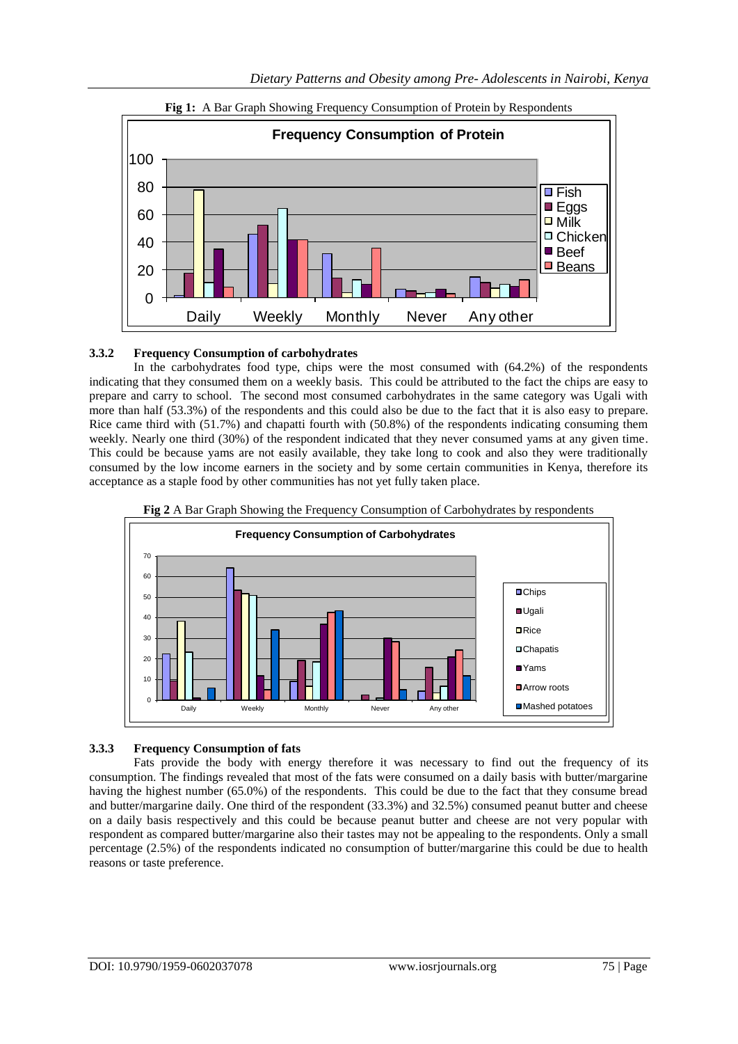**Fig 1:** A Bar Graph Showing Frequency Consumption of Protein by Respondents

### 3.3.2 Frequency Consumption of carbohydrates

In the carbohydrates food type, chips were the most consumed with (64.2%) of the respondents indicating that they consumed them on a weekly basis. This could be attributed to the fact the chips are easy to prepare and carry to school. The second most consumed carbohydrates in the same category was Ugali with more than half (53.3%) of the respondents and this could also be due to the fact that it is also easy to prepare. Rice came third with (51.7%) and chapatti fourth with (50.8%) of the respondents indicating consuming them weekly. Nearly one third (30%) of the respondent indicated that they never consumed yams at any given time. This could be because yams are not easily available, they take long to cook and also they were traditionally consumed by the low income earners in the society and by some certain communities in Kenya, therefore its acceptance as a staple food by other communities has not yet fully taken place.

**Fig 2** A Bar Graph Showing the Frequency Consumption of Carbohydrates by respondents

### 3.3.3 Frequency Consumption of fats

Fats provide the body with energy therefore it was necessary to find out the frequency of its consumption. The findings revealed that most of the fats were consumed on a daily basis with butter/margarine having the highest number (65.0%) of the respondents. This could be due to the fact that they consume bread and butter/margarine daily. One third of the respondent (33.3%) and 32.5%) consumed peanut butter and cheese on a daily basis respectively and this could be because peanut butter and cheese are not very popular with respondent as compared butter/margarine also their tastes may not be appealing to the respondents. Only a small percentage (2.5%) of the respondents indicated no consumption of butter/margarine this could be due to health reasons or taste preference.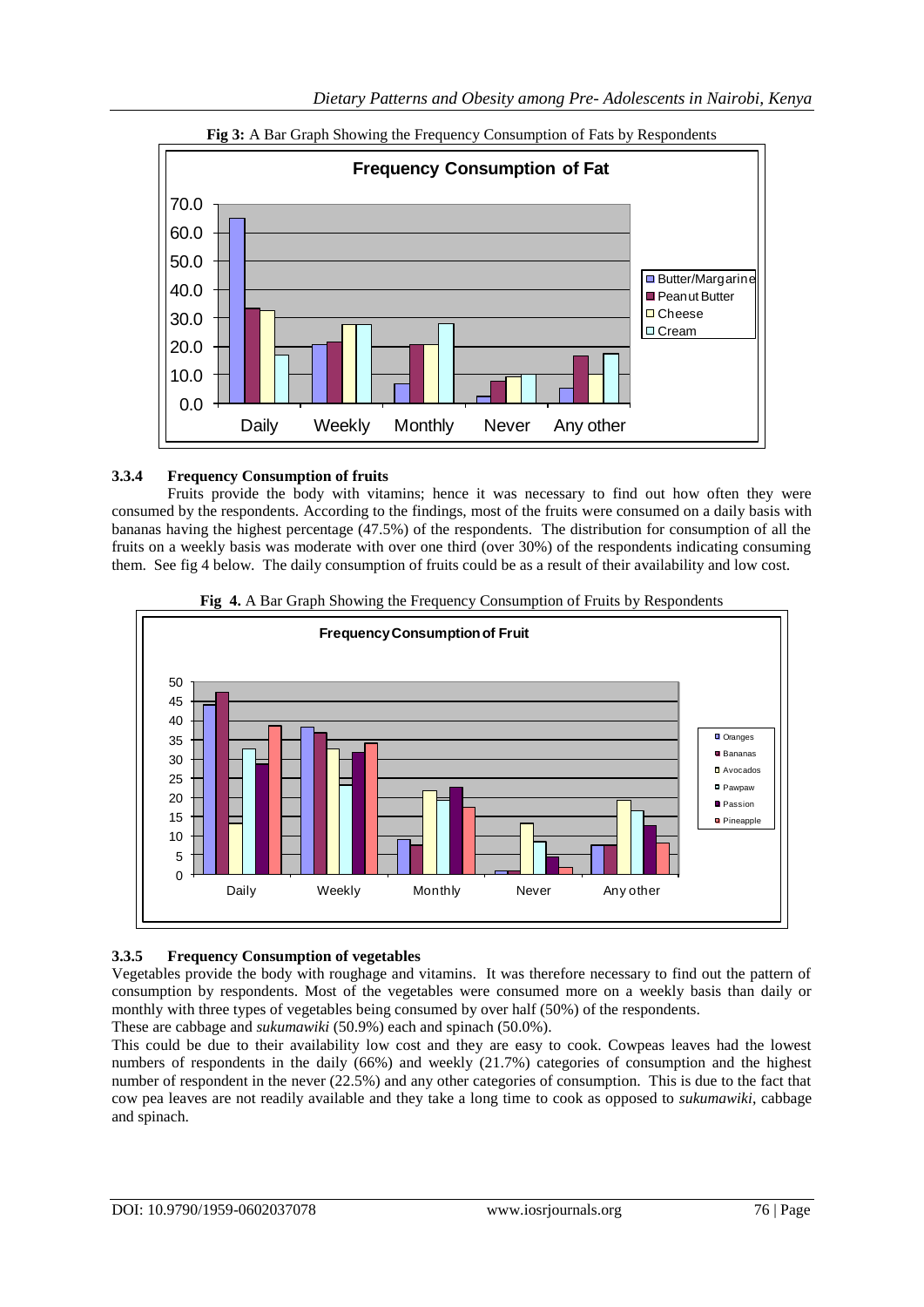**Fig 3:** A Bar Graph Showing the Frequency Consumption of Fats by Respondents

### 3.3.4 Frequency Consumption of fruits

Fruits provide the body with vitamins; hence it was necessary to find out how often they were consumed by the respondents. According to the findings, most of the fruits were consumed on a daily basis with bananas having the highest percentage (47.5%) of the respondents. The distribution for consumption of all the fruits on a weekly basis was moderate with over one third (over 30%) of the respondents indicating consuming them. See fig 4 below. The daily consumption of fruits could be as a result of their availability and low cost.

**Fig 4.** A Bar Graph Showing the Frequency Consumption of Fruits by Respondents

### 3.3.5 Frequency Consumption of vegetables

Vegetables provide the body with roughage and vitamins. It was therefore necessary to find out the pattern of consumption by respondents. Most of the vegetables were consumed more on a weekly basis than daily or monthly with three types of vegetables being consumed by over half (50%) of the respondents.

These are cabbage and *sukumawiki* (50.9%) each and spinach (50.0%).

This could be due to their availability low cost and they are easy to cook. Cowpeas leaves had the lowest numbers of respondents in the daily (66%) and weekly (21.7%) categories of consumption and the highest number of respondent in the never (22.5%) and any other categories of consumption. This is due to the fact that cow pea leaves are not readily available and they take a long time to cook as opposed to *sukumawiki*, cabbage and spinach.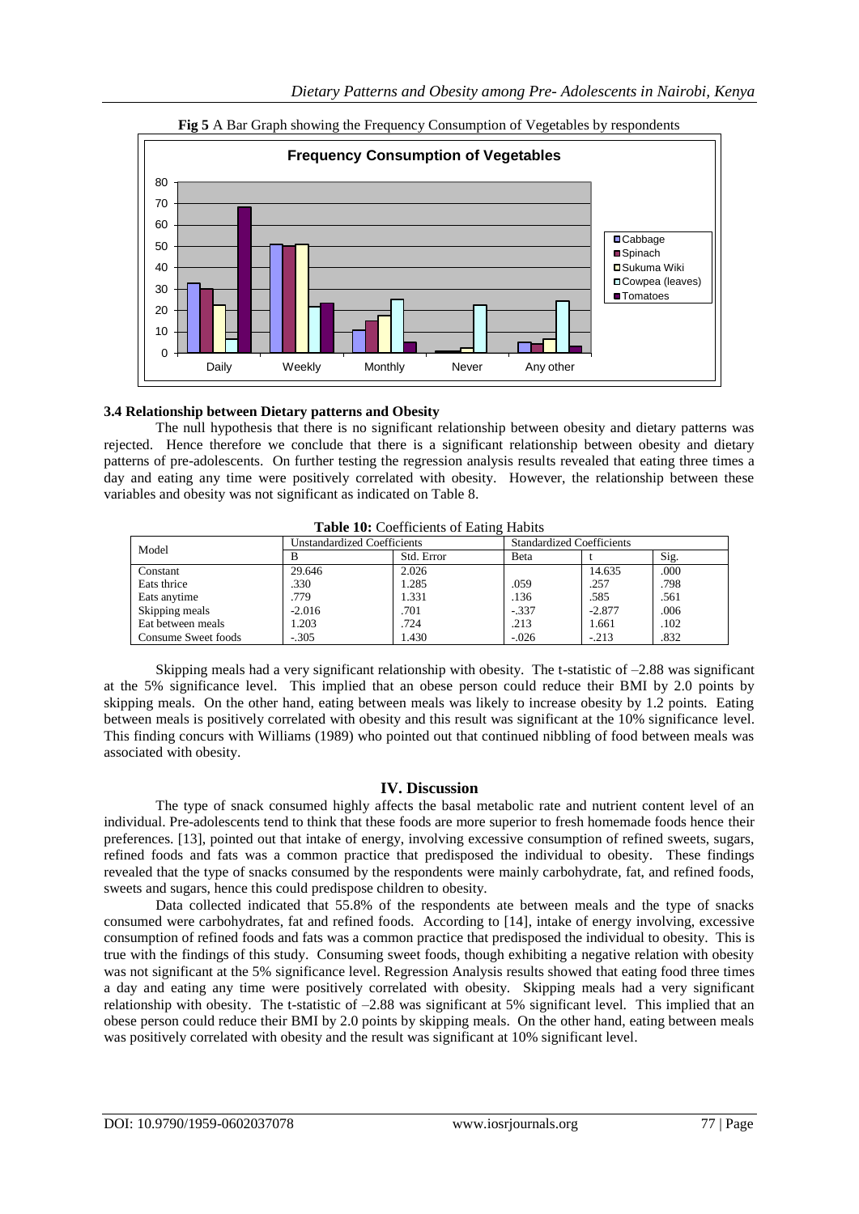**Fig 5** A Bar Graph showing the Frequency Consumption of Vegetables by respondents

### 3.4 Relationship between Dietary patterns and Obesity

The null hypothesis that there is no significant relationship between obesity and dietary patterns was rejected. Hence therefore we conclude that there is a significant relationship between obesity and dietary patterns of pre-adolescents. On further testing the regression analysis results revealed that eating three times a day and eating any time were positively correlated with obesity. However, the relationship between these variables and obesity was not significant as indicated on Table 8.

**Table 10:** Coefficients of Eating Habits

| Model | Unstandardized Coefficients | | Standardized Coefficients | | |
|---|---|---|---|---|---|
| | B | Std. Error | Beta | t | Sig. |
| Constant | 29.646 | 2.026 | | 14.635 | .000 |
| Eats thrice | .330 | 1.285 | .059 | .257 | .798 |
| Eats anytime | .779 | 1.331 | .136 | .585 | .561 |
| Skipping meals | -2.016 | .701 | -.337 | -2.877 | .006 |
| Eat between meals | 1.203 | .724 | .213 | 1.661 | .102 |
| Consume Sweet foods | -.305 | 1.430 | -.026 | -.213 | .832 |

Skipping meals had a very significant relationship with obesity. The t-statistic of –2.88 was significant at the 5% significance level. This implied that an obese person could reduce their BMI by 2.0 points by skipping meals. On the other hand, eating between meals was likely to increase obesity by 1.2 points. Eating between meals is positively correlated with obesity and this result was significant at the 10% significance level. This finding concurs with Williams (1989) who pointed out that continued nibbling of food between meals was associated with obesity.

## IV. Discussion

The type of snack consumed highly affects the basal metabolic rate and nutrient content level of an individual. Pre-adolescents tend to think that these foods are more superior to fresh homemade foods hence their preferences. [13], pointed out that intake of energy, involving excessive consumption of refined sweets, sugars, refined foods and fats was a common practice that predisposed the individual to obesity. These findings revealed that the type of snacks consumed by the respondents were mainly carbohydrate, fat, and refined foods, sweets and sugars, hence this could predispose children to obesity.

Data collected indicated that 55.8% of the respondents ate between meals and the type of snacks consumed were carbohydrates, fat and refined foods. According to [14], intake of energy involving, excessive consumption of refined foods and fats was a common practice that predisposed the individual to obesity. This is true with the findings of this study. Consuming sweet foods, though exhibiting a negative relation with obesity was not significant at the 5% significance level. Regression Analysis results showed that eating food three times a day and eating any time were positively correlated with obesity. Skipping meals had a very significant relationship with obesity. The t-statistic of –2.88 was significant at 5% significant level. This implied that an obese person could reduce their BMI by 2.0 points by skipping meals. On the other hand, eating between meals was positively correlated with obesity and the result was significant at 10% significant level.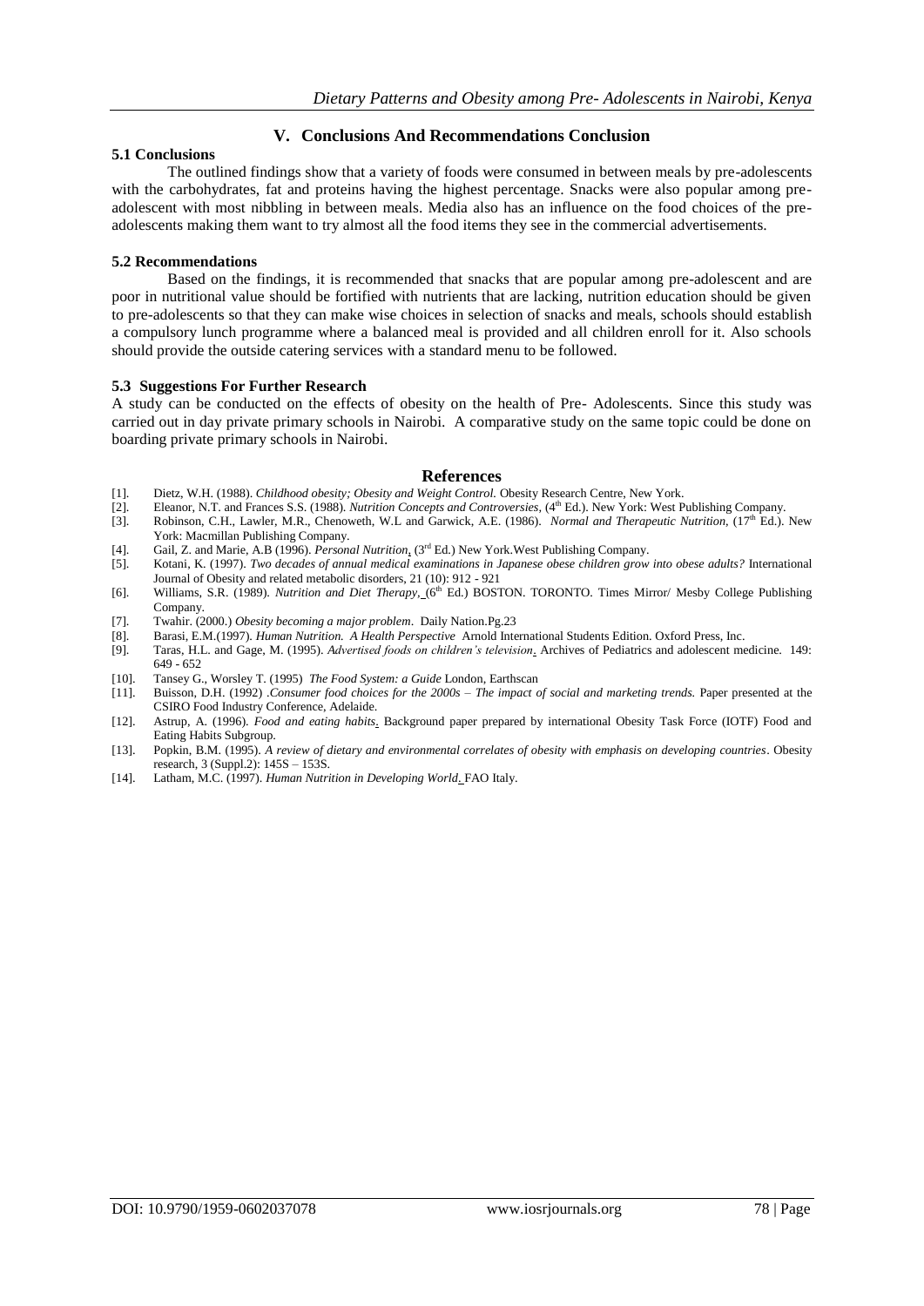## V. Conclusions And Recommendations Conclusion

### 5.1 Conclusions

The outlined findings show that a variety of foods were consumed in between meals by pre-adolescents with the carbohydrates, fat and proteins having the highest percentage. Snacks were also popular among pre-adolescent with most nibbling in between meals. Media also has an influence on the food choices of the pre-adolescents making them want to try almost all the food items they see in the commercial advertisements.

### 5.2 Recommendations

Based on the findings, it is recommended that snacks that are popular among pre-adolescent and are poor in nutritional value should be fortified with nutrients that are lacking, nutrition education should be given to pre-adolescents so that they can make wise choices in selection of snacks and meals, schools should establish a compulsory lunch programme where a balanced meal is provided and all children enroll for it. Also schools should provide the outside catering services with a standard menu to be followed.

### 5.3 Suggestions For Further Research

A study can be conducted on the effects of obesity on the health of Pre- Adolescents. Since this study was carried out in day private primary schools in Nairobi. A comparative study on the same topic could be done on boarding private primary schools in Nairobi.

## References

[1]. Dietz, W.H. (1988). *Childhood obesity; Obesity and Weight Control.* Obesity Research Centre, New York.

[2]. Eleanor, N.T. and Frances S.S. (1988). *Nutrition Concepts and Controversies*, (4th Ed.). New York: West Publishing Company.

[3]. Robinson, C.H., Lawler, M.R., Chenoweth, W.L and Garwick, A.E. (1986). *Normal and Therapeutic Nutrition*, (17th Ed.). New York: Macmillan Publishing Company.

[4]. Gail, Z. and Marie, A.B (1996). *Personal Nutrition*, (3rd Ed.) New York.West Publishing Company.

[5]. Kotani, K. (1997). *Two decades of annual medical examinations in Japanese obese children grow into obese adults?* International Journal of Obesity and related metabolic disorders, 21 (10): 912 - 921

[6]. Williams, S.R. (1989). *Nutrition and Diet Therapy*, (6th Ed.) BOSTON. TORONTO. Times Mirror/ Mesby College Publishing Company.

[7]. Twahir. (2000.) *Obesity becoming a major problem*. Daily Nation.Pg.23

[8]. Barasi, E.M.(1997). *Human Nutrition. A Health Perspective* Arnold International Students Edition. Oxford Press, Inc.

[9]. Taras, H.L. and Gage, M. (1995). *Advertised foods on children's television*. Archives of Pediatrics and adolescent medicine. 149: 649 - 652

[10]. Tansey G., Worsley T. (1995) *The Food System: a Guide* London, Earthscan

[11]. Buisson, D.H. (1992) .*Consumer food choices for the 2000s – The impact of social and marketing trends.* Paper presented at the CSIRO Food Industry Conference, Adelaide.

[12]. Astrup, A. (1996). *Food and eating habits*. Background paper prepared by international Obesity Task Force (IOTF) Food and Eating Habits Subgroup.

[13]. Popkin, B.M. (1995). *A review of dietary and environmental correlates of obesity with emphasis on developing countries*. Obesity research, 3 (Suppl.2): 145S – 153S.

[14]. Latham, M.C. (1997). *Human Nutrition in Developing World*. FAO Italy.